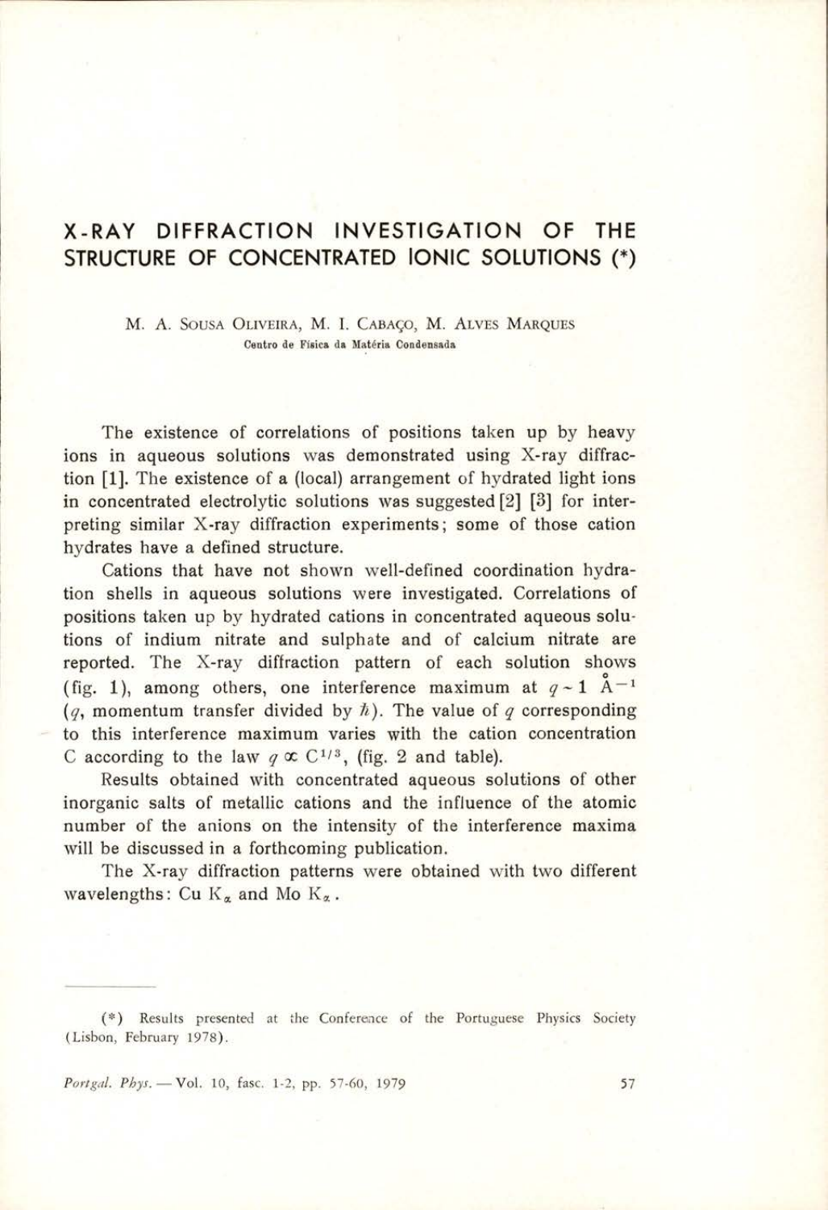# X-RAY DIFFRACTION INVESTIGATION OF THE STRUCTURE OF CONCENTRATED IONIC SOLUTIONS (*)

M. A. Sousa Oliveira, M. I. Cabaço, M. Alves Marques

Centro de Física da Matéria Condensada

The existence of correlations of positions taken up by heavy ions in aqueous solutions was demonstrated using X-ray diffraction [1]. The existence of a (local) arrangement of hydrated light ions in concentrated electrolytic solutions was suggested [2] [3] for interpreting similar X-ray diffraction experiments; some of those cation hydrates have a defined structure.

Cations that have not shown well-defined coordination hydration shells in aqueous solutions were investigated. Correlations of positions taken up by hydrated cations in concentrated aqueous solutions of indium nitrate and sulphate and of calcium nitrate are reported. The X-ray diffraction pattern of each solution shows (fig. 1), among others, one interference maximum at $q \sim 1$ Å$^{-1}$ ($q$, momentum transfer divided by $\hbar$). The value of $q$ corresponding to this interference maximum varies with the cation concentration C according to the law $q \propto C^{1/3}$, (fig. 2 and table).

Results obtained with concentrated aqueous solutions of other inorganic salts of metallic cations and the influence of the atomic number of the anions on the intensity of the interference maxima will be discussed in a forthcoming publication.

The X-ray diffraction patterns were obtained with two different wavelengths: Cu $K_\alpha$ and Mo $K_\alpha$.

(*) Results presented at the Conference of the Portuguese Physics Society (Lisbon, February 1978).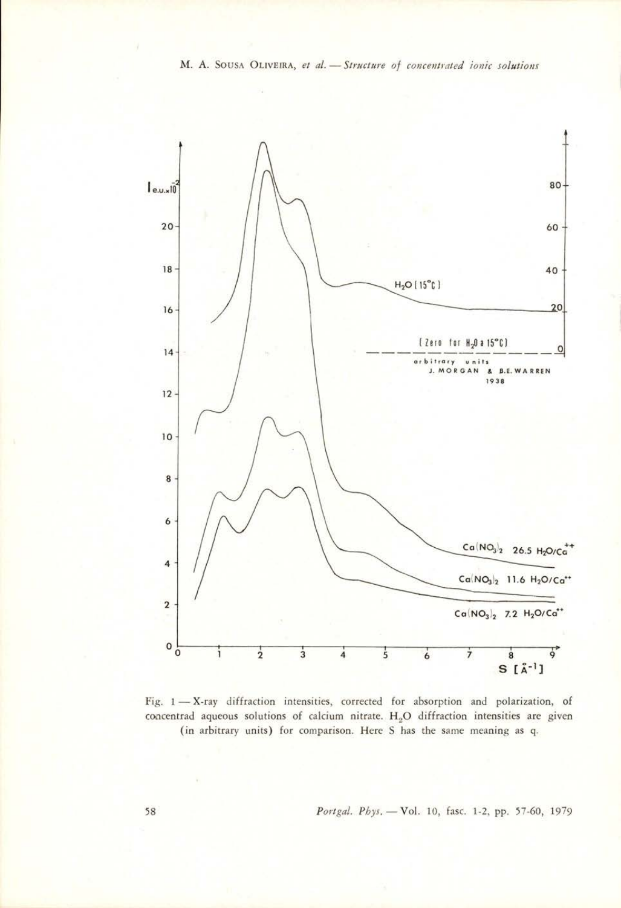Fig. 1 — X-ray diffraction intensities, corrected for absorption and polarization, of concentrad aqueous solutions of calcium nitrate. $H_2O$ diffraction intensities are given (in arbitrary units) for comparison. Here S has the same meaning as q.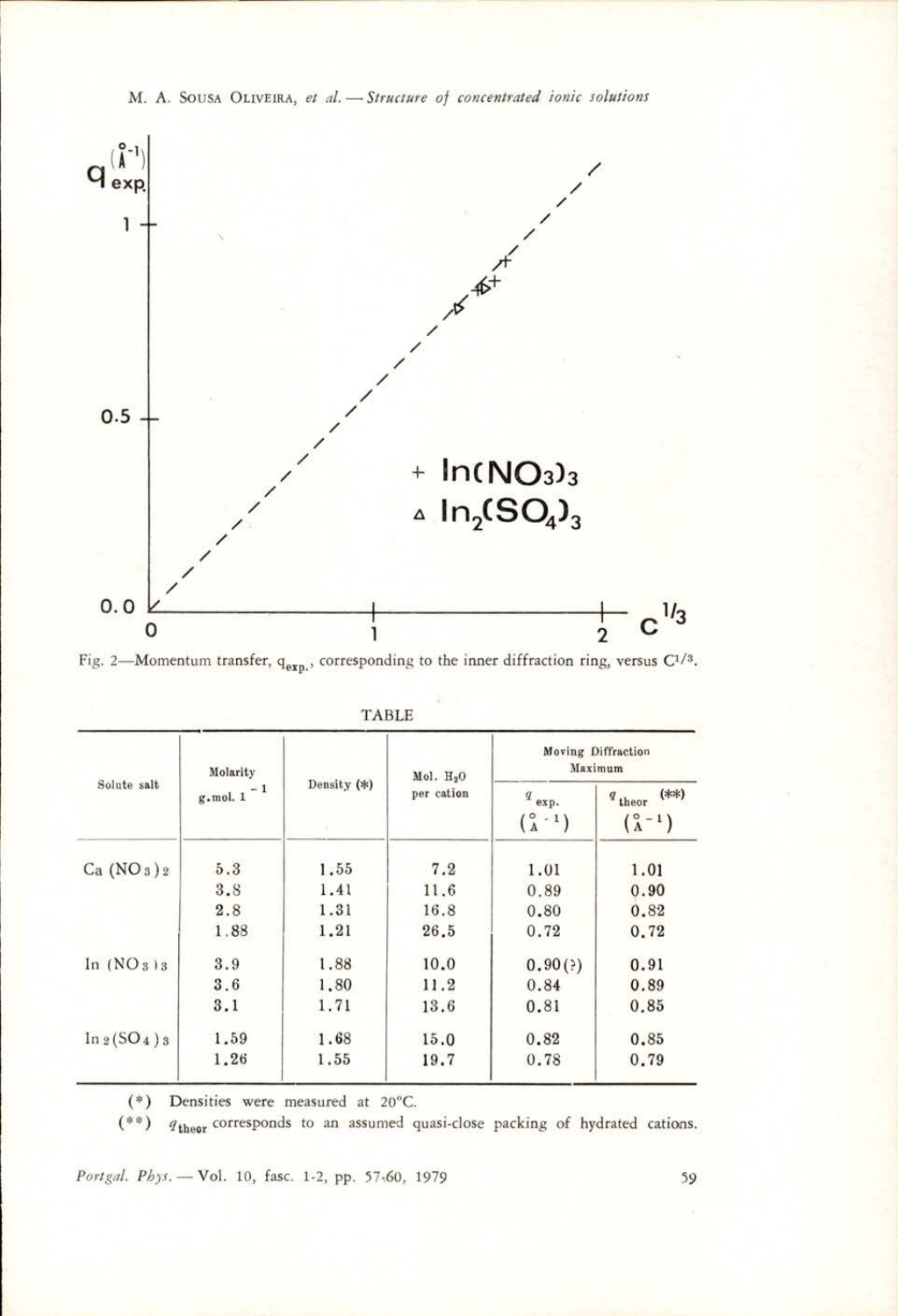Fig. 2—Momentum transfer, $q_{exp.}$, corresponding to the inner diffraction ring, versus $C^{1/3}$.

TABLE

| Solute salt | Molarity $g.mol.\ l^{-1}$ | Density (*) | Mol. $H_2O$ per cation | Moving Diffraction Maximum | |
|---|---|---|---|---|---|
| | | | | $q_{exp.}$ ($\text{Å}^{-1}$) | $q_{theor}$ (**) ($\text{Å}^{-1}$) |
| $Ca(NO_3)_2$ | 5.3 | 1.55 | 7.2 | 1.01 | 1.01 |
| | 3.8 | 1.41 | 11.6 | 0.89 | 0.90 |
| | 2.8 | 1.31 | 16.8 | 0.80 | 0.82 |
| | 1.88 | 1.21 | 26.5 | 0.72 | 0.72 |
| $In(NO_3)_3$ | 3.9 | 1.88 | 10.0 | 0.90(?) | 0.91 |
| | 3.6 | 1.80 | 11.2 | 0.84 | 0.89 |
| | 3.1 | 1.71 | 13.6 | 0.81 | 0.85 |
| $In_2(SO_4)_3$ | 1.59 | 1.68 | 15.0 | 0.82 | 0.85 |
| | 1.26 | 1.55 | 19.7 | 0.78 | 0.79 |

(*) Densities were measured at 20°C.

(**) $q_{theor}$ corresponds to an assumed quasi-close packing of hydrated cations.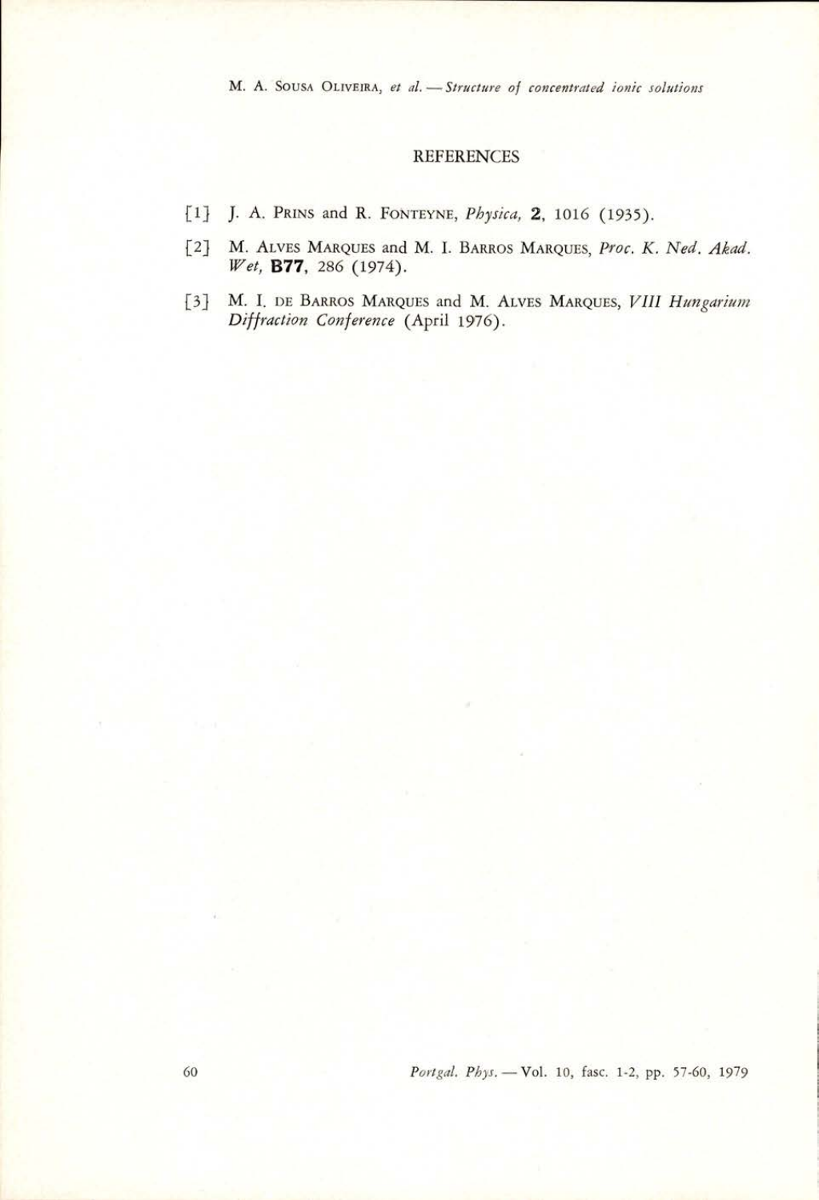## REFERENCES

[1] J. A. Prins and R. Fonteyne, *Physica*, **2**, 1016 (1935).

[2] M. Alves Marques and M. I. Barros Marques, *Proc. K. Ned. Akad. Wet*, **B77**, 286 (1974).

[3] M. I. de Barros Marques and M. Alves Marques, *VIII Hungarium Diffraction Conference* (April 1976).